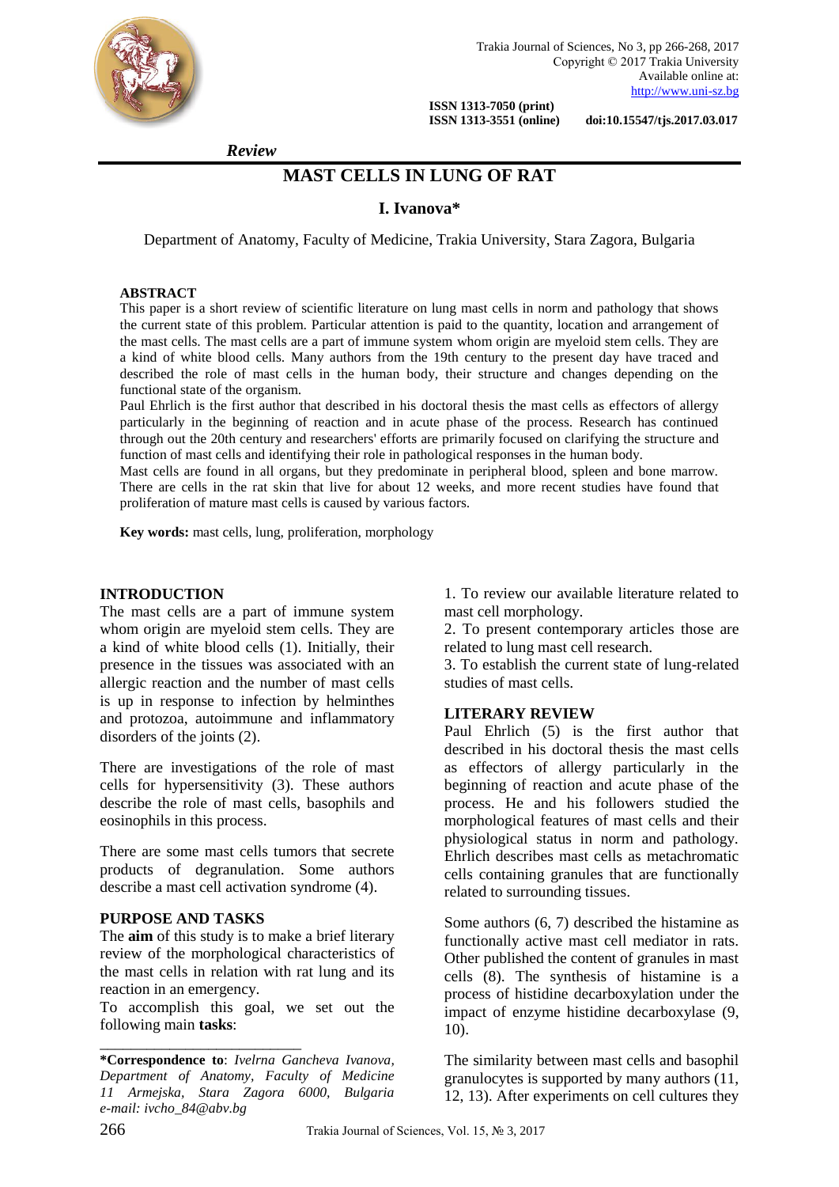*Review*

# MAST CELLS IN LUNG OF RAT

**I. Ivanova***

Department of Anatomy, Faculty of Medicine, Trakia University, Stara Zagora, Bulgaria

## ABSTRACT

This paper is a short review of scientific literature on lung mast cells in norm and pathology that shows the current state of this problem. Particular attention is paid to the quantity, location and arrangement of the mast cells. The mast cells are a part of immune system whom origin are myeloid stem cells. They are a kind of white blood cells. Many authors from the 19th century to the present day have traced and described the role of mast cells in the human body, their structure and changes depending on the functional state of the organism.

Paul Ehrlich is the first author that described in his doctoral thesis the mast cells as effectors of allergy particularly in the beginning of reaction and in acute phase of the process. Research has continued through out the 20th century and researchers' efforts are primarily focused on clarifying the structure and function of mast cells and identifying their role in pathological responses in the human body.

Mast cells are found in all organs, but they predominate in peripheral blood, spleen and bone marrow. There are cells in the rat skin that live for about 12 weeks, and more recent studies have found that proliferation of mature mast cells is caused by various factors.

**Key words:** mast cells, lung, proliferation, morphology

## INTRODUCTION

The mast cells are a part of immune system whom origin are myeloid stem cells. They are a kind of white blood cells (1). Initially, their presence in the tissues was associated with an allergic reaction and the number of mast cells is up in response to infection by helminthes and protozoa, autoimmune and inflammatory disorders of the joints (2).

There are investigations of the role of mast cells for hypersensitivity (3). These authors describe the role of mast cells, basophils and eosinophils in this process.

There are some mast cells tumors that secrete products of degranulation. Some authors describe a mast cell activation syndrome (4).

## PURPOSE AND TASKS

The **aim** of this study is to make a brief literary review of the morphological characteristics of the mast cells in relation with rat lung and its reaction in an emergency.

To accomplish this goal, we set out the following main **tasks**:

1. To review our available literature related to mast cell morphology.
2. To present contemporary articles those are related to lung mast cell research.
3. To establish the current state of lung-related studies of mast cells.

## LITERARY REVIEW

Paul Ehrlich (5) is the first author that described in his doctoral thesis the mast cells as effectors of allergy particularly in the beginning of reaction and acute phase of the process. He and his followers studied the morphological features of mast cells and their physiological status in norm and pathology. Ehrlich describes mast cells as metachromatic cells containing granules that are functionally related to surrounding tissues.

Some authors (6, 7) described the histamine as functionally active mast cell mediator in rats. Other published the content of granules in mast cells (8). The synthesis of histamine is a process of histidine decarboxylation under the impact of enzyme histidine decarboxylase (9, 10).

The similarity between mast cells and basophil granulocytes is supported by many authors (11, 12, 13). After experiments on cell cultures they

---

***Correspondence to**: *Ivelrna Gancheva Ivanova, Department of Anatomy, Faculty of Medicine 11 Armejska, Stara Zagora 6000, Bulgaria e-mail: ivcho_84@abv.bg*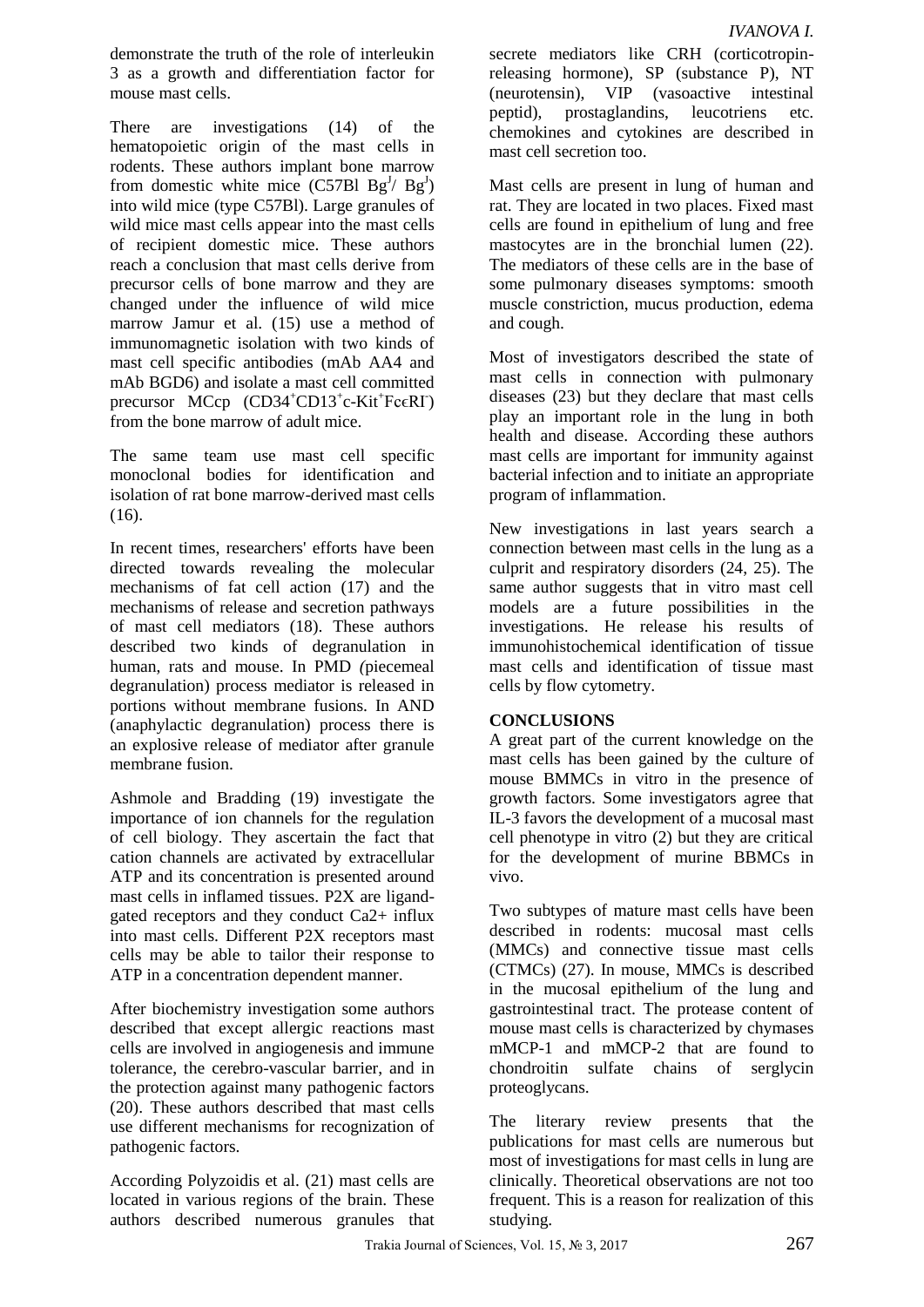demonstrate the truth of the role of interleukin 3 as a growth and differentiation factor for mouse mast cells.

There are investigations (14) of the hematopoietic origin of the mast cells in rodents. These authors implant bone marrow from domestic white mice (C57Bl $Bg^J$/ $Bg^J$) into wild mice (type C57Bl). Large granules of wild mice mast cells appear into the mast cells of recipient domestic mice. These authors reach a conclusion that mast cells derive from precursor cells of bone marrow and they are changed under the influence of wild mice marrow Jamur et al. (15) use a method of immunomagnetic isolation with two kinds of mast cell specific antibodies (mAb AA4 and mAb BGD6) and isolate a mast cell committed precursor MCcp ($CD34^+CD13^+$c-$Kit^+Fc\epsilon RI^-$) from the bone marrow of adult mice.

The same team use mast cell specific monoclonal bodies for identification and isolation of rat bone marrow-derived mast cells (16).

In recent times, researchers' efforts have been directed towards revealing the molecular mechanisms of fat cell action (17) and the mechanisms of release and secretion pathways of mast cell mediators (18). These authors described two kinds of degranulation in human, rats and mouse. In PMD *(*piecemeal degranulation) process mediator is released in portions without membrane fusions. In AND (anaphylactic degranulation) process there is an explosive release of mediator after granule membrane fusion.

Ashmole and Bradding (19) investigate the importance of ion channels for the regulation of cell biology. They ascertain the fact that cation channels are activated by extracellular ATP and its concentration is presented around mast cells in inflamed tissues. P2X are ligand-gated receptors and they conduct Ca2+ influx into mast cells. Different P2X receptors mast cells may be able to tailor their response to ATP in a concentration dependent manner.

After biochemistry investigation some authors described that except allergic reactions mast cells are involved in angiogenesis and immune tolerance, the cerebro-vascular barrier, and in the protection against many pathogenic factors (20). These authors described that mast cells use different mechanisms for recognization of pathogenic factors.

According Polyzoidis et al. (21) mast cells are located in various regions of the brain. These authors described numerous granules that secrete mediators like CRH (corticotropin-releasing hormone), SP (substance P), NT (neurotensin), VIP (vasoactive intestinal peptid), prostaglandins, leucotriens etc. chemokines and cytokines are described in mast cell secretion too.

Mast cells are present in lung of human and rat. They are located in two places. Fixed mast cells are found in epithelium of lung and free mastocytes are in the bronchial lumen (22). The mediators of these cells are in the base of some pulmonary diseases symptoms: smooth muscle constriction, mucus production, edema and cough.

Most of investigators described the state of mast cells in connection with pulmonary diseases (23) but they declare that mast cells play an important role in the lung in both health and disease. According these authors mast cells are important for immunity against bacterial infection and to initiate an appropriate program of inflammation.

New investigations in last years search a connection between mast cells in the lung as a culprit and respiratory disorders (24, 25). The same author suggests that in vitro mast cell models are a future possibilities in the investigations. He release his results of immunohistochemical identification of tissue mast cells and identification of tissue mast cells by flow cytometry.

## CONCLUSIONS

A great part of the current knowledge on the mast cells has been gained by the culture of mouse BMMCs in vitro in the presence of growth factors. Some investigators agree that IL-3 favors the development of a mucosal mast cell phenotype in vitro (2) but they are critical for the development of murine BBMCs in vivo.

Two subtypes of mature mast cells have been described in rodents: mucosal mast cells (MMCs) and connective tissue mast cells (CTMCs) (27). In mouse, MMCs is described in the mucosal epithelium of the lung and gastrointestinal tract. The protease content of mouse mast cells is characterized by chymases mMCP-1 and mMCP-2 that are found to chondroitin sulfate chains of serglycin proteoglycans.

The literary review presents that the publications for mast cells are numerous but most of investigations for mast cells in lung are clinically. Theoretical observations are not too frequent. This is a reason for realization of this studying.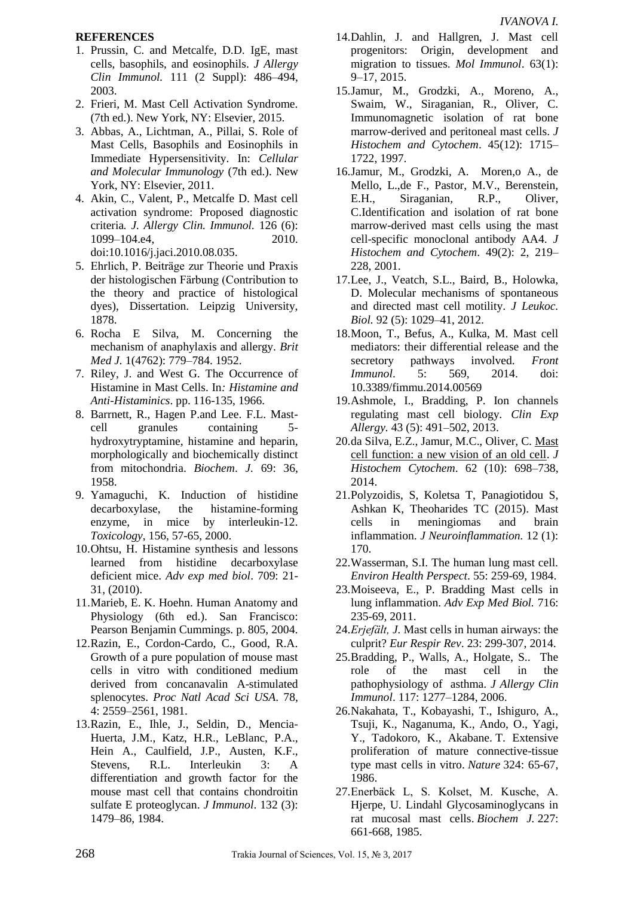**REFERENCES**

1. Prussin, C. and Metcalfe, D.D. IgE, mast cells, basophils, and eosinophils. *J Allergy Clin Immunol.* 111 (2 Suppl): 486–494, 2003.
2. Frieri, M. Mast Cell Activation Syndrome. (7th ed.). New York, NY: Elsevier, 2015.
3. Abbas, A., Lichtman, A., Pillai, S. Role of Mast Cells, Basophils and Eosinophils in Immediate Hypersensitivity. In: *Cellular and Molecular Immunology* (7th ed.). New York, NY: Elsevier, 2011.
4. Akin, C., Valent, P., Metcalfe D. Mast cell activation syndrome: Proposed diagnostic criteria*. J. Allergy Clin. Immunol.* 126 (6): 1099–104.e4, 2010. doi:10.1016/j.jaci.2010.08.035.
5. Ehrlich, P. Beiträge zur Theorie und Praxis der histologischen Färbung (Contribution to the theory and practice of histological dyes), Dissertation. Leipzig University, 1878.
6. Rocha E Silva, M. Concerning the mechanism of anaphylaxis and allergy. *Brit Med J.* 1(4762): 779–784. 1952.
7. Riley, J. and West G. The Occurrence of Histamine in Mast Cells. In*: Histamine and Anti-Histaminics*. pp. 116-135, 1966.
8. Barrnett, R., Hagen P.and Lee. F.L. Mast-cell granules containing 5-hydroxytryptamine, histamine and heparin, morphologically and biochemically distinct from mitochondria. *Biochem*. *J.* 69: 36, 1958.
9. Yamaguchi, K. Induction of histidine decarboxylase, the histamine-forming enzyme, in mice by interleukin-12. *Toxicology*, 156, 57-65, 2000.
10. Ohtsu, H. Histamine synthesis and lessons learned from histidine decarboxylase deficient mice. *Adv exp med biol*. 709: 21-31, (2010).
11. Marieb, E. K. Hoehn. Human Anatomy and Physiology (6th ed.). San Francisco: Pearson Benjamin Cummings. p. 805, 2004.
12. Razin, E., Cordon-Cardo, C., Good, R.A. Growth of a pure population of mouse mast cells in vitro with conditioned medium derived from concanavalin A-stimulated splenocytes. *Proc Natl Acad Sci USA*. 78, 4: 2559–2561, 1981.
13. Razin, E., Ihle, J., Seldin, D., Mencia-Huerta, J.M., Katz, H.R., LeBlanc, P.A., Hein A., Caulfield, J.P., Austen, K.F., Stevens, R.L. Interleukin 3: A differentiation and growth factor for the mouse mast cell that contains chondroitin sulfate E proteoglycan. *J Immunol*. 132 (3): 1479–86, 1984.
14. Dahlin, J. and Hallgren, J. Mast cell progenitors: Origin, development and migration to tissues. *Mol Immunol*. 63(1): 9–17, 2015.
15. Jamur, M., Grodzki, A., Moreno, A., Swaim, W., Siraganian, R., Oliver, C. Immunomagnetic isolation of rat bone marrow-derived and peritoneal mast cells. *J Histochem and Cytochem*. 45(12): 1715–1722, 1997.
16. Jamur, M., Grodzki, A. Moren,o A., de Mello, L.,de F., Pastor, M.V., Berenstein, E.H., Siraganian, R.P., Oliver, C.Identification and isolation of rat bone marrow-derived mast cells using the mast cell-specific monoclonal antibody AA4. *J Histochem and Cytochem*. 49(2): 2, 219–228, 2001.
17. Lee, J., Veatch, S.L., Baird, B., Holowka, D. Molecular mechanisms of spontaneous and directed mast cell motility. *J Leukoc. Biol.* 92 (5): 1029–41, 2012.
18. Moon, T., Befus, A., Kulka, M. Mast cell mediators: their differential release and the secretory pathways involved. *Front Immunol*. 5: 569, 2014. doi: 10.3389/fimmu.2014.00569
19. Ashmole, I., Bradding, P. Ion channels regulating mast cell biology. *Clin Exp Allergy.* 43 (5): 491–502, 2013.
20. da Silva, E.Z., Jamur, M.C., Oliver, C. Mast cell function: a new vision of an old cell. *J Histochem Cytochem*. 62 (10): 698–738, 2014.
21. Polyzoidis, S, Koletsa T, Panagiotidou S, Ashkan K, Theoharides TC (2015). Mast cells in meningiomas and brain inflammation. *J Neuroinflammation.* 12 (1): 170.
22. Wasserman, S.I. The human lung mast cell. *Environ Health Perspect*. 55: 259-69, 1984.
23. Moiseeva, E., P. Bradding Mast cells in lung inflammation. *Adv Exp Med Biol.* 716: 235-69, 2011.
24. *Erjefält, J.* Mast cells in human airways: the culprit? *Eur Respir Rev*. 23: 299-307, 2014.
25. Bradding, P., Walls, A., Holgate, S.. The role of the mast cell in the pathophysiology of asthma. *J Allergy Clin Immunol*. 117: 1277–1284, 2006.
26. Nakahata, T., Kobayashi, T., Ishiguro, A., Tsuji, K., Naganuma, K., Ando, O., Yagi, Y., Tadokoro, K., Akabane. T. Extensive proliferation of mature connective-tissue type mast cells in vitro. *Nature* 324: 65-67, 1986.
27. Enerbäck L, S. Kolset, M. Kusche, A. Hjerpe, U. Lindahl Glycosaminoglycans in rat mucosal mast cells. *Biochem J.* 227: 661-668, 1985.